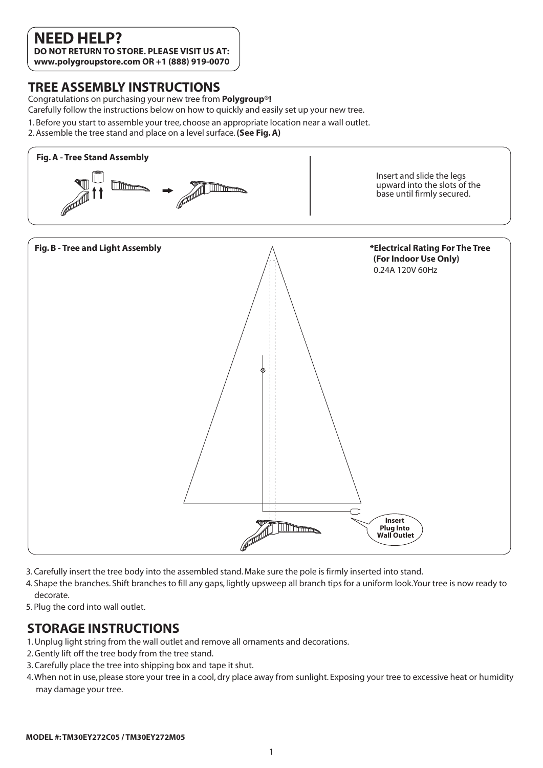## NEED HELP?

**DO NOT RETURN TO STORE. PLEASE VISIT US AT:**
**www.polygroupstore.com OR +1 (888) 919-0070**

## TREE ASSEMBLY INSTRUCTIONS

Congratulations on purchasing your new tree from **Polygroup®!**

Carefully follow the instructions below on how to quickly and easily set up your new tree.

1. Before you start to assemble your tree, choose an appropriate location near a wall outlet.
2. Assemble the tree stand and place on a level surface. **(See Fig. A)**

**Fig. A - Tree Stand Assembly**

Insert and slide the legs upward into the slots of the base until firmly secured.

**Fig. B - Tree and Light Assembly**

**\*Electrical Rating For The Tree (For Indoor Use Only)**
0.24A 120V 60Hz

**Insert Plug Into Wall Outlet**

3. Carefully insert the tree body into the assembled stand. Make sure the pole is firmly inserted into stand.
4. Shape the branches. Shift branches to fill any gaps, lightly upsweep all branch tips for a uniform look. Your tree is now ready to decorate.
5. Plug the cord into wall outlet.

## STORAGE INSTRUCTIONS

1. Unplug light string from the wall outlet and remove all ornaments and decorations.
2. Gently lift off the tree body from the tree stand.
3. Carefully place the tree into shipping box and tape it shut.
4. When not in use, please store your tree in a cool, dry place away from sunlight. Exposing your tree to excessive heat or humidity may damage your tree.

**MODEL #: TM30EY272C05 / TM30EY272M05**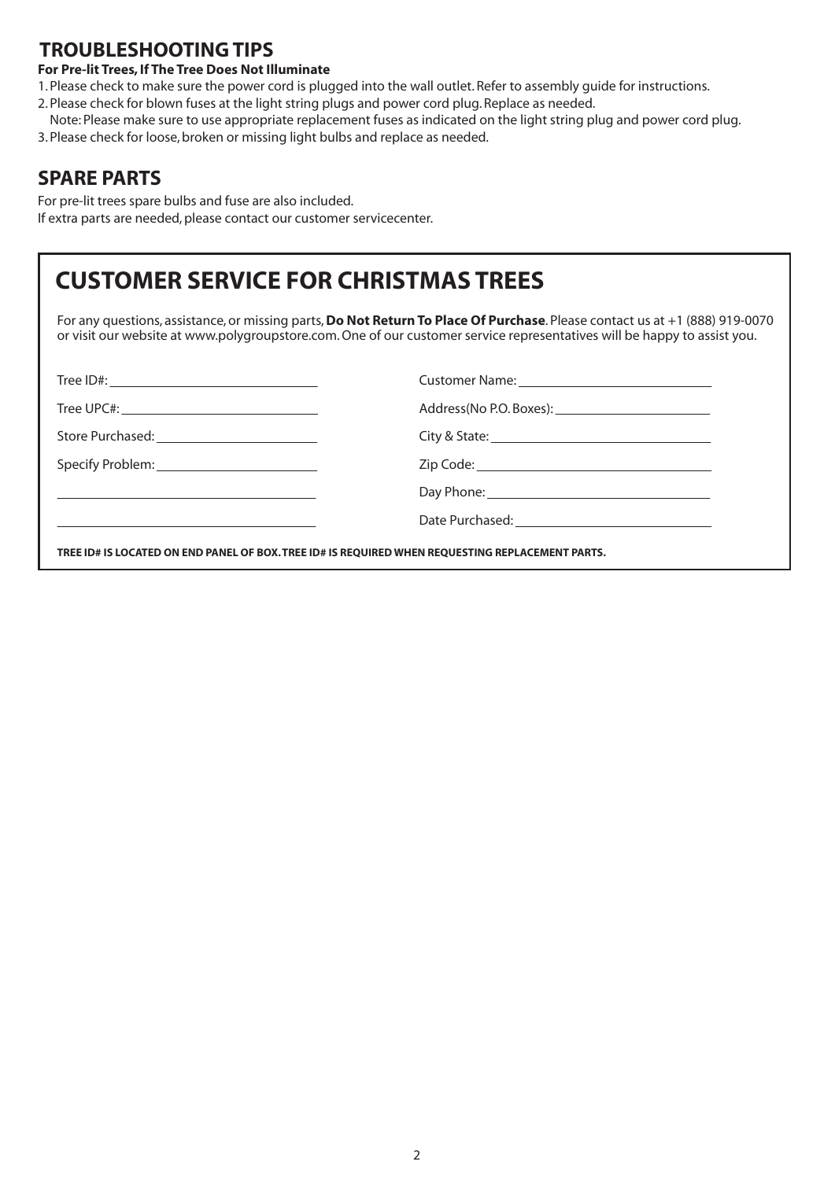## TROUBLESHOOTING TIPS

**For Pre-lit Trees, If The Tree Does Not Illuminate**

1. Please check to make sure the power cord is plugged into the wall outlet. Refer to assembly guide for instructions.
2. Please check for blown fuses at the light string plugs and power cord plug. Replace as needed.
   Note: Please make sure to use appropriate replacement fuses as indicated on the light string plug and power cord plug.
3. Please check for loose, broken or missing light bulbs and replace as needed.

## SPARE PARTS

For pre-lit trees spare bulbs and fuse are also included.
If extra parts are needed, please contact our customer servicecenter.

## CUSTOMER SERVICE FOR CHRISTMAS TREES

For any questions, assistance, or missing parts, **Do Not Return To Place Of Purchase**. Please contact us at +1 (888) 919-0070 or visit our website at www.polygroupstore.com. One of our customer service representatives will be happy to assist you.

Tree ID#: ____________________

Tree UPC#: ____________________

Store Purchased: ____________________

Specify Problem: ____________________

____________________

____________________

Customer Name: ____________________

Address(No P.O. Boxes): ____________________

City & State: ____________________

Zip Code: ____________________

Day Phone: ____________________

Date Purchased: ____________________

**TREE ID# IS LOCATED ON END PANEL OF BOX. TREE ID# IS REQUIRED WHEN REQUESTING REPLACEMENT PARTS.**